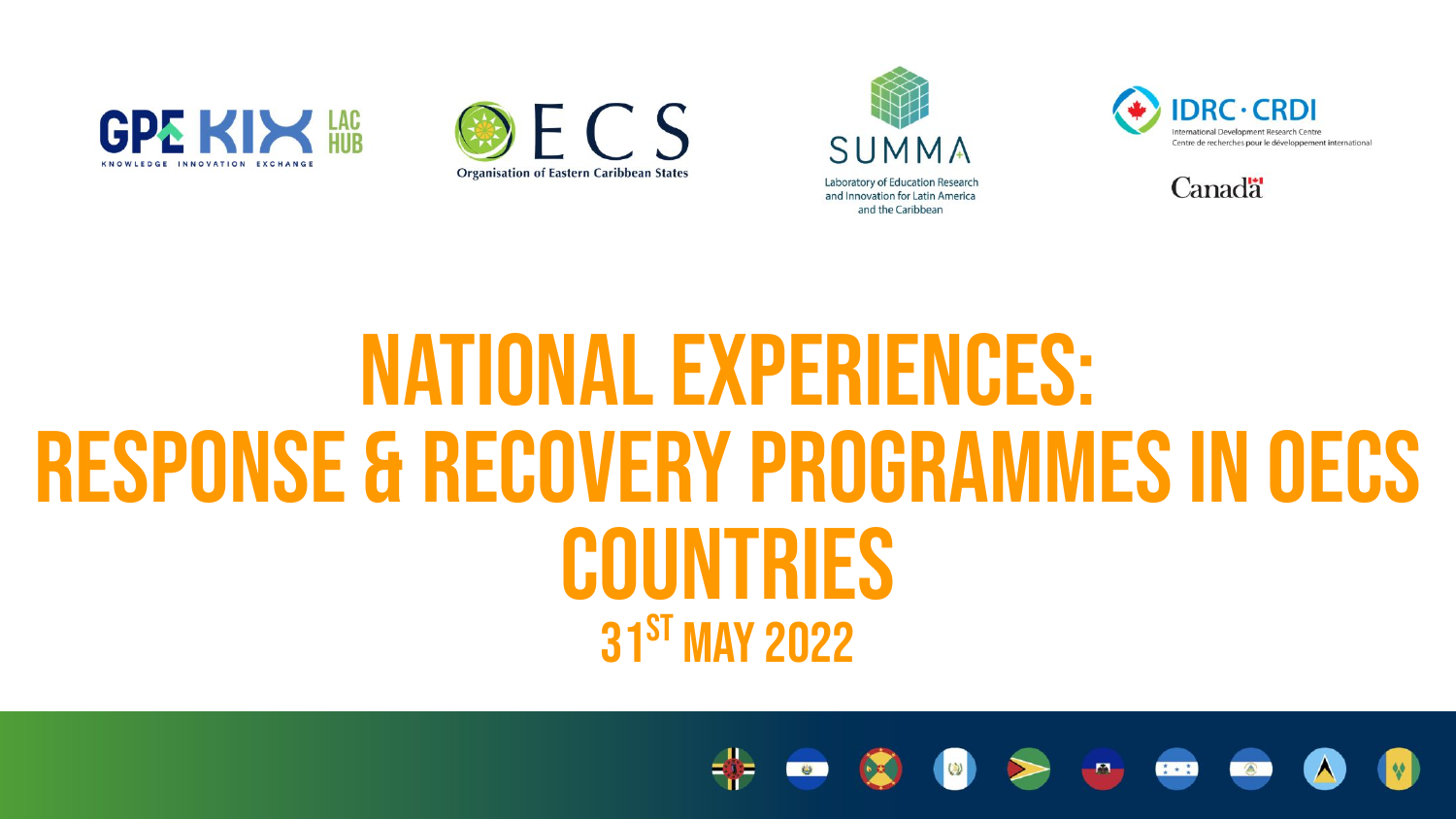GPE KIX LAC HUB
KNOWLEDGE INNOVATION EXCHANGE

OECS
Organisation of Eastern Caribbean States

SUMMA
Laboratory of Education Research and Innovation for Latin America and the Caribbean

IDRC · CRDI
International Development Research Centre
Centre de recherches pour le développement international

Canada

# NATIONAL EXPERIENCES: RESPONSE & RECOVERY PROGRAMMES IN OECS COUNTRIES

## 31ST MAY 2022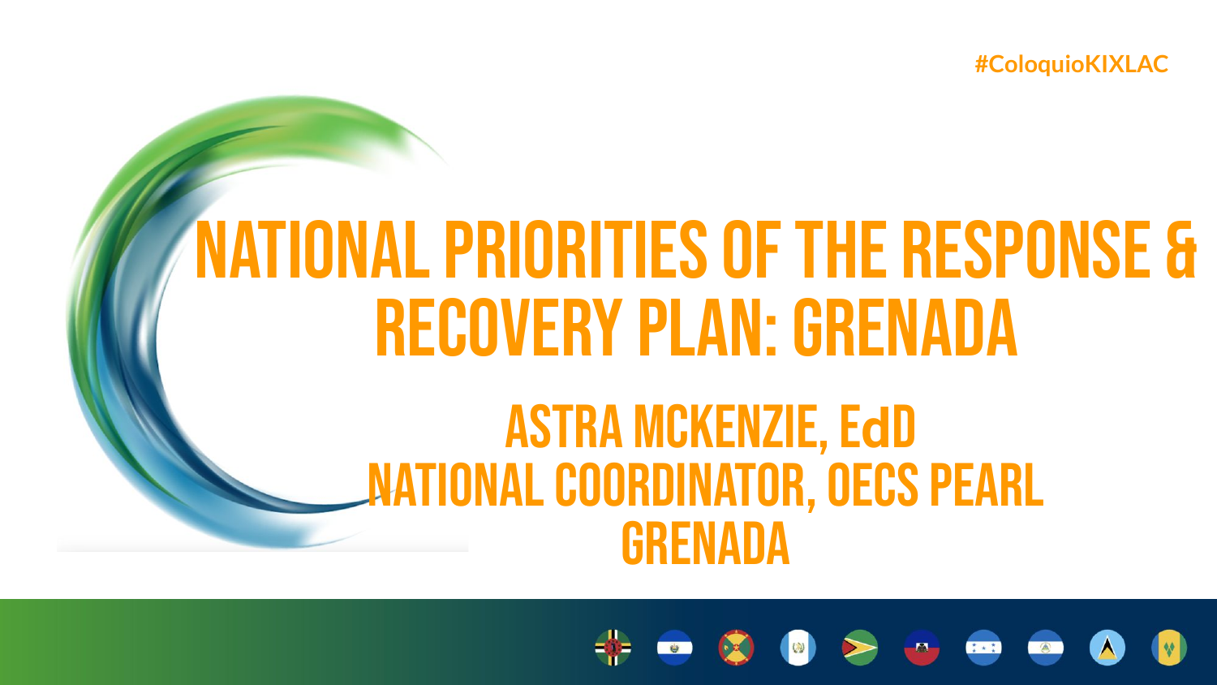#ColoquioKIXLAC

# NATIONAL PRIORITIES OF THE RESPONSE & RECOVERY PLAN: GRENADA

## ASTRA MCKENZIE, EdD
## NATIONAL COORDINATOR, OECS PEARL
## GRENADA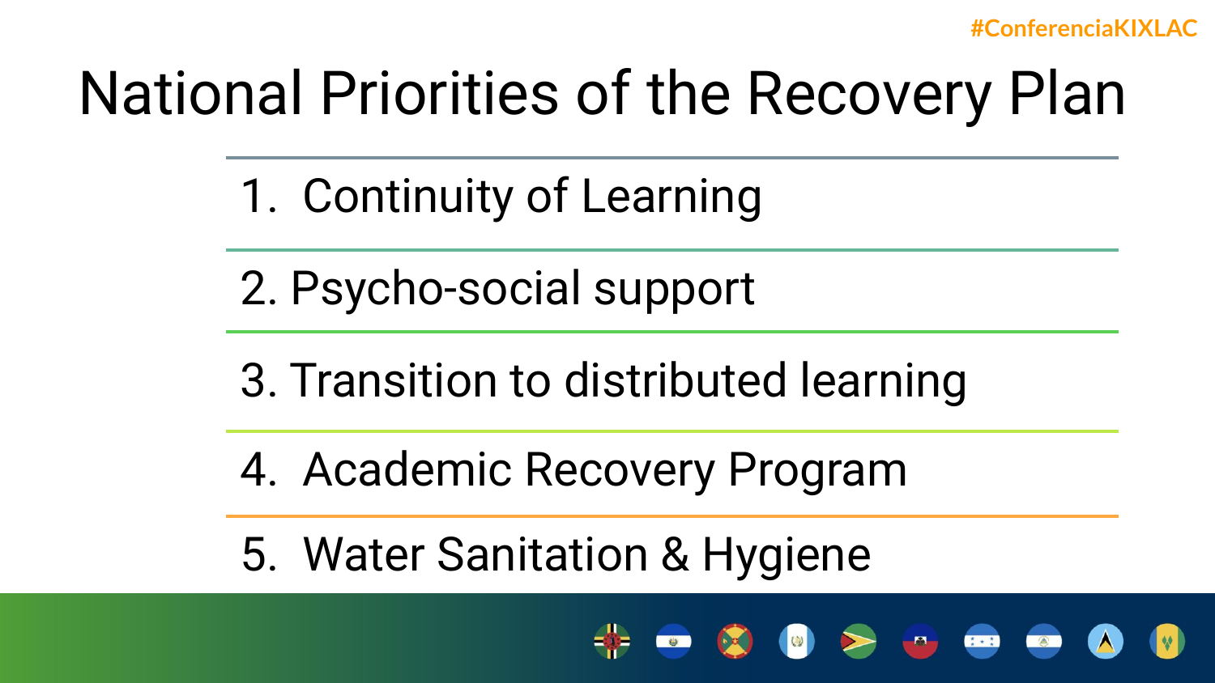# National Priorities of the Recovery Plan

1. Continuity of Learning
2. Psycho-social support
3. Transition to distributed learning
4. Academic Recovery Program
5. Water Sanitation & Hygiene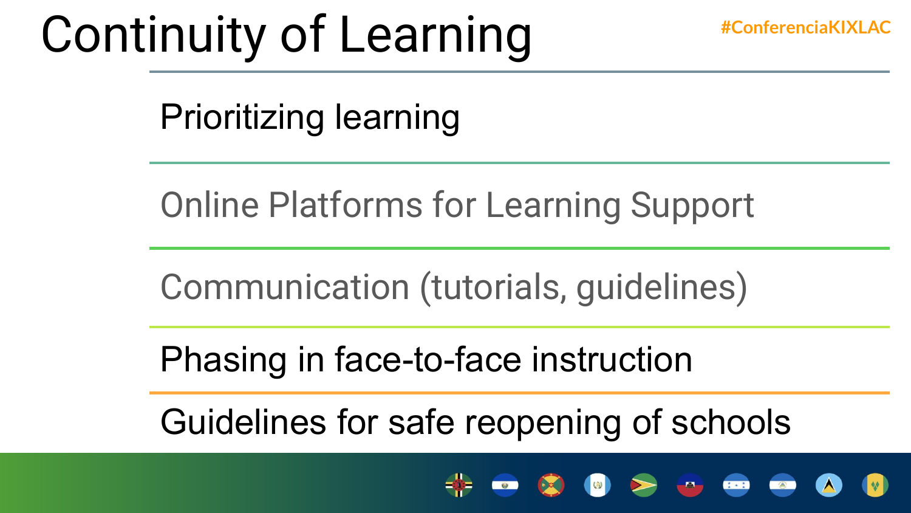# Continuity of Learning

#ConferenciaKIXLAC

- Prioritizing learning
- Online Platforms for Learning Support
- Communication (tutorials, guidelines)
- Phasing in face-to-face instruction
- Guidelines for safe reopening of schools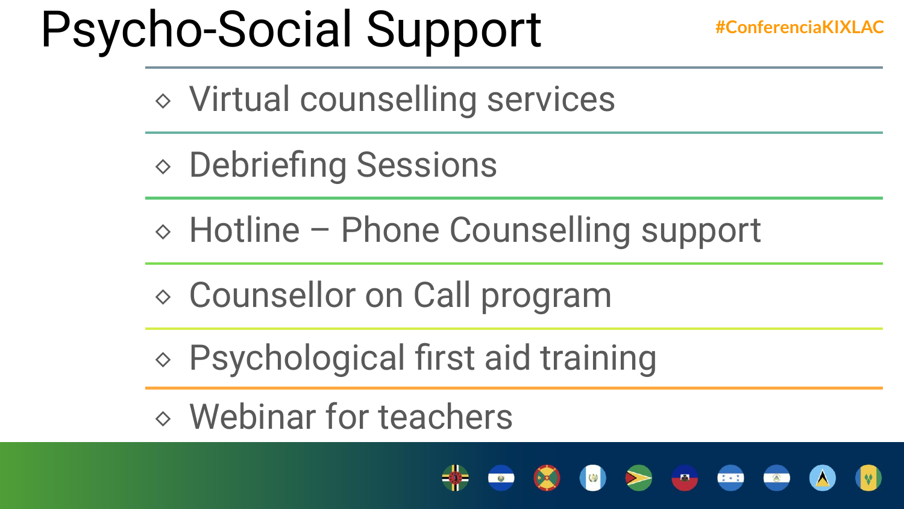# Psycho-Social Support

#ConferenciaKIXLAC

- Virtual counselling services
- Debriefing Sessions
- Hotline – Phone Counselling support
- Counsellor on Call program
- Psychological first aid training
- Webinar for teachers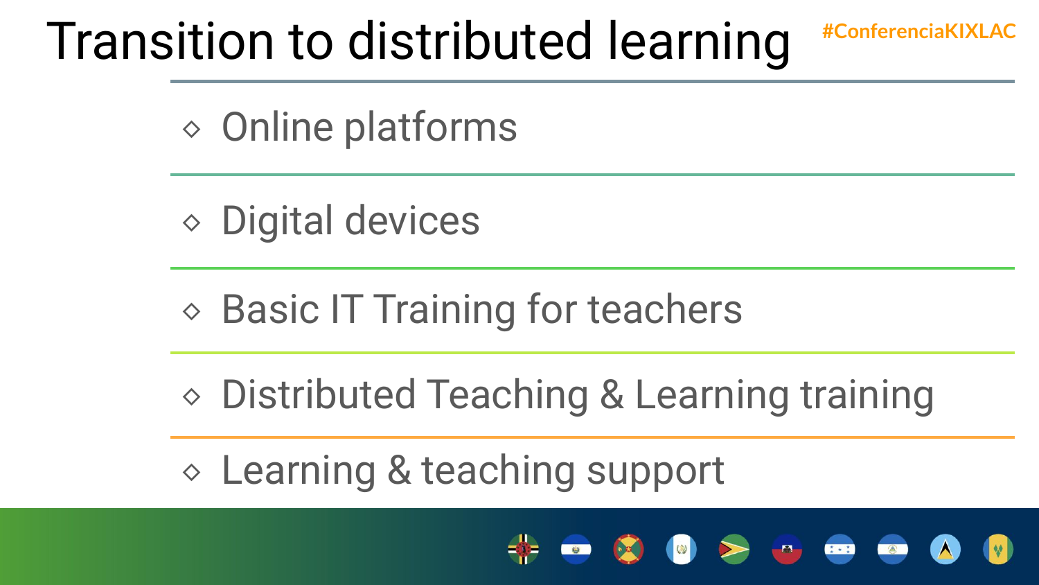# Transition to distributed learning

#ConferenciaKIXLAC

- Online platforms
- Digital devices
- Basic IT Training for teachers
- Distributed Teaching & Learning training
- Learning & teaching support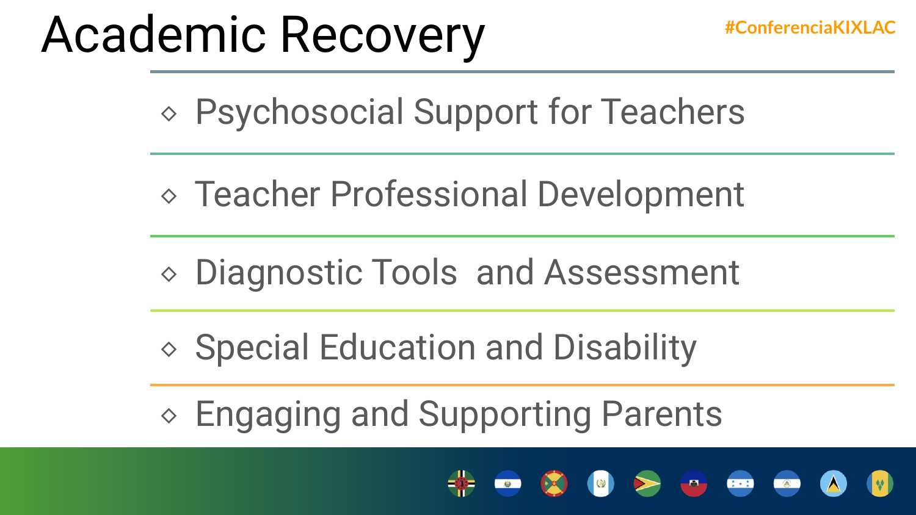# Academic Recovery

#ConferenciaKIXLAC

- Psychosocial Support for Teachers
- Teacher Professional Development
- Diagnostic Tools  and Assessment
- Special Education and Disability
- Engaging and Supporting Parents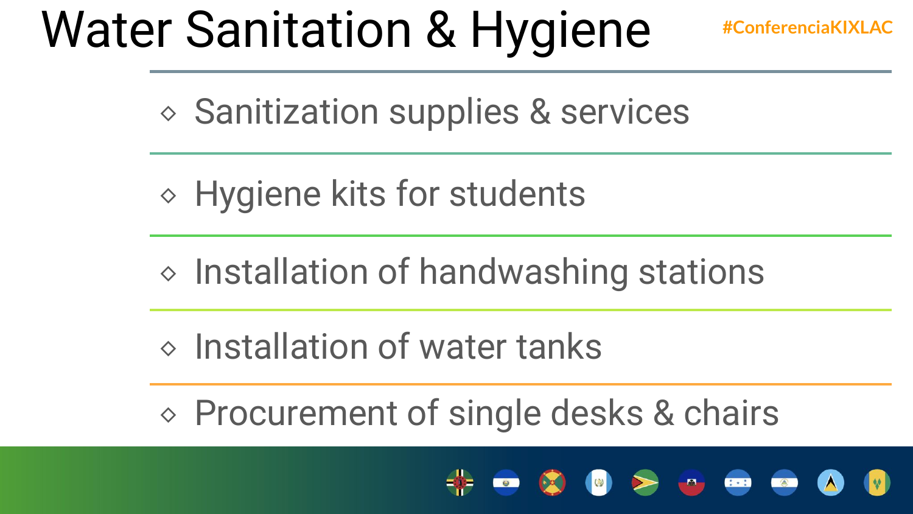# Water Sanitation & Hygiene

#ConferenciaKIXLAC

- Sanitization supplies & services
- Hygiene kits for students
- Installation of handwashing stations
- Installation of water tanks
- Procurement of single desks & chairs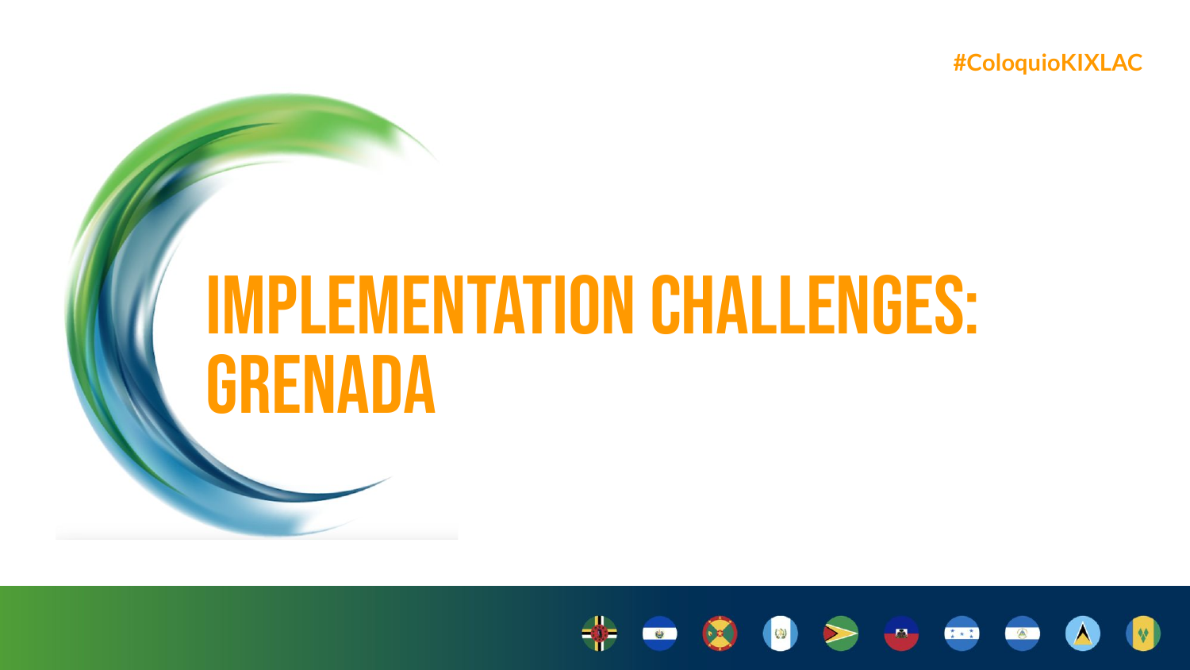#ColoquioKIXLAC

# IMPLEMENTATION CHALLENGES: GRENADA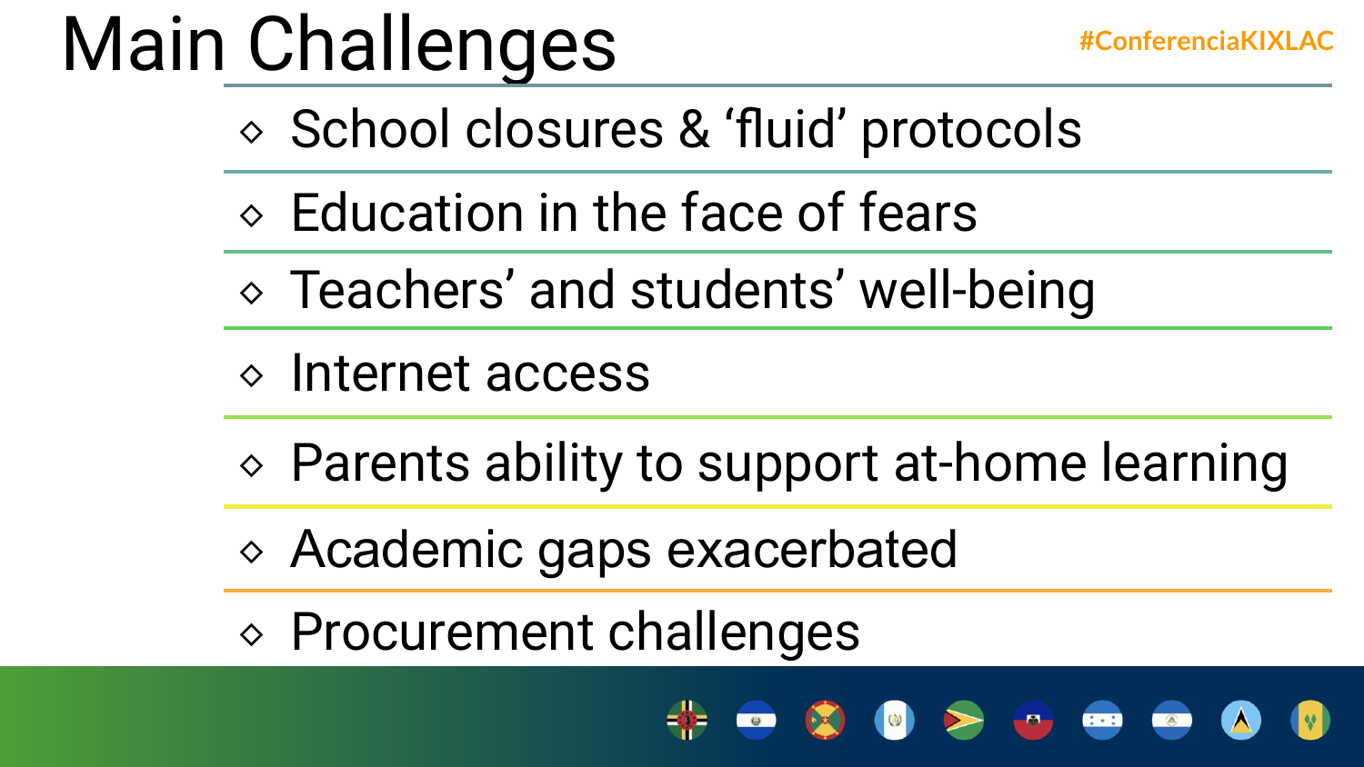# Main Challenges

#ConferenciaKIXLAC

- School closures & 'fluid' protocols
- Education in the face of fears
- Teachers' and students' well-being
- Internet access
- Parents ability to support at-home learning
- Academic gaps exacerbated
- Procurement challenges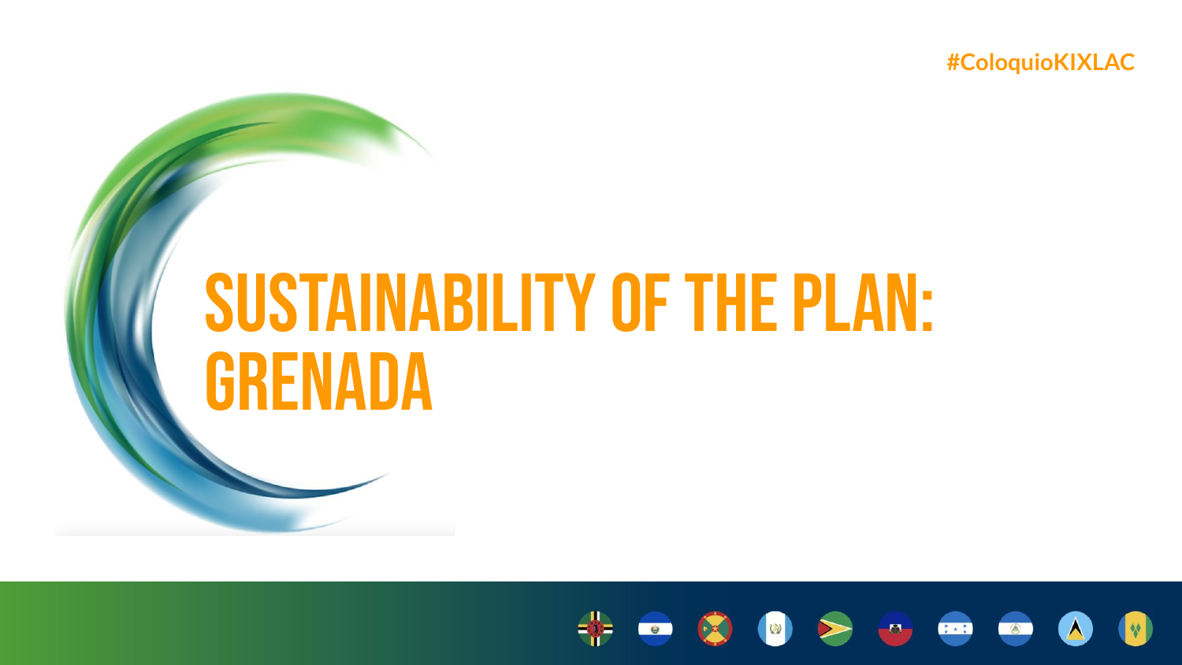#ColoquioKIXLAC

# SUSTAINABILITY OF THE PLAN: GRENADA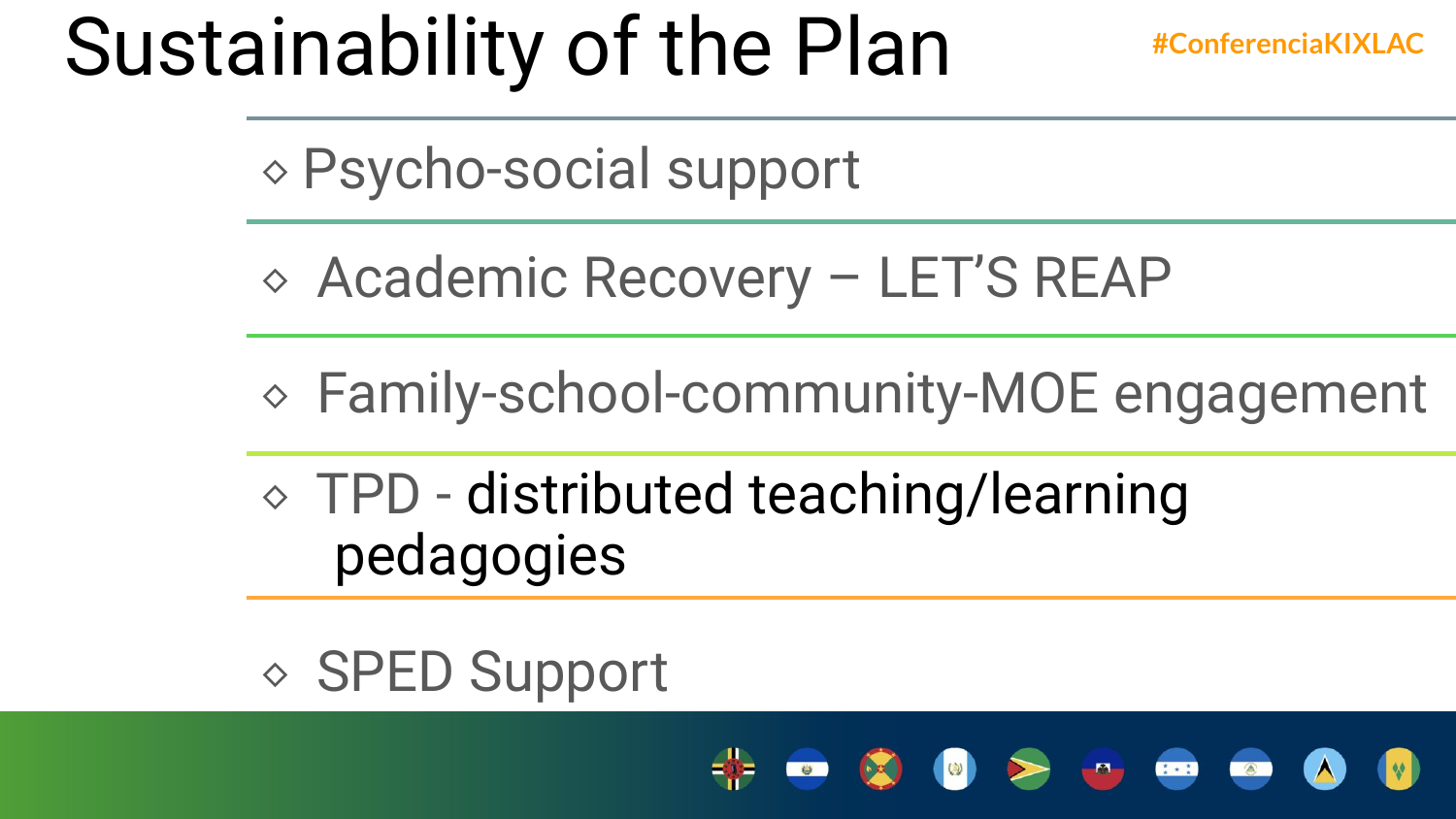# Sustainability of the Plan

#ConferenciaKIXLAC

- ◇ Psycho-social support
- ◇ Academic Recovery – LET'S REAP
- ◇ Family-school-community-MOE engagement
- ◇ TPD - distributed teaching/learning pedagogies
- ◇ SPED Support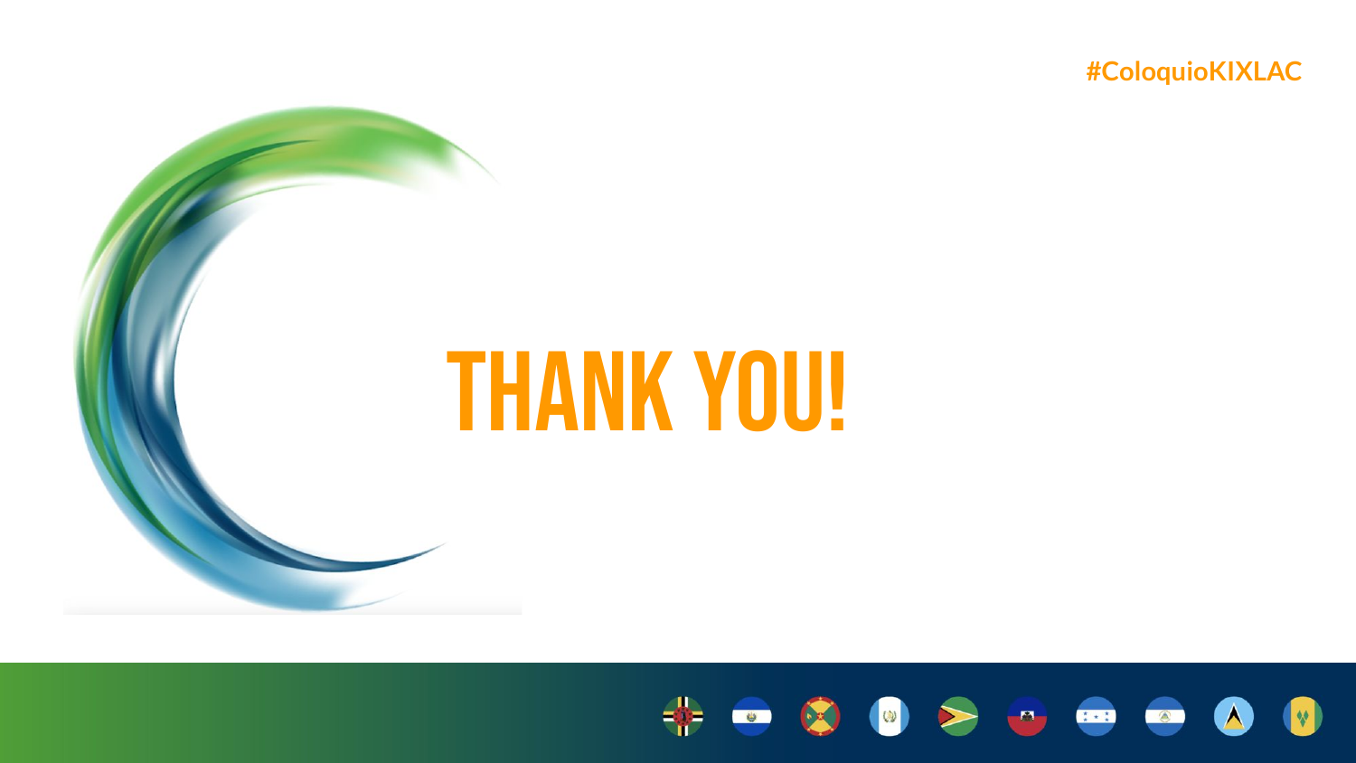#ColoquioKIXLAC

# THANK YOU!